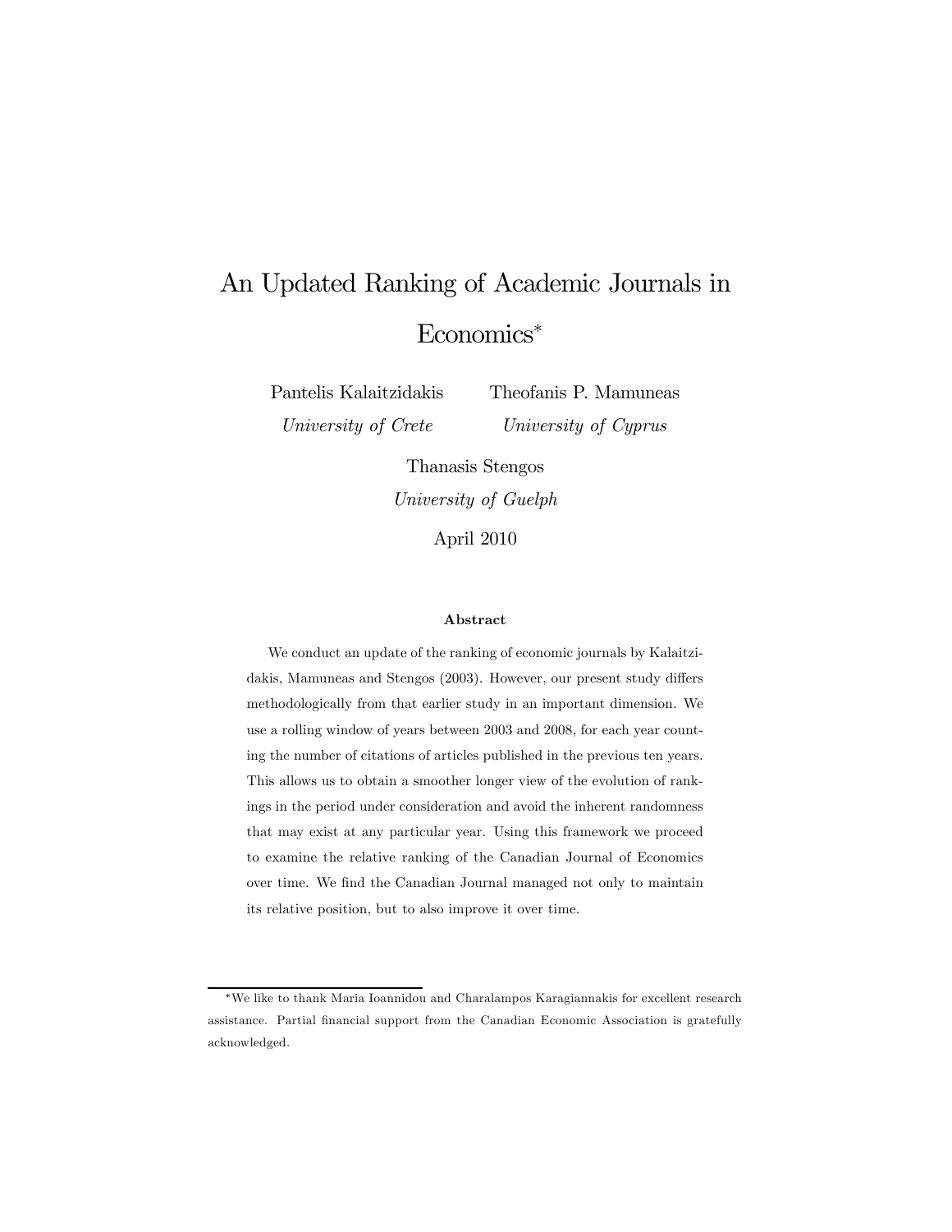# An Updated Ranking of Academic Journals in Economics*

Pantelis Kalaitzidakis
*University of Crete*

Theofanis P. Mamuneas
*University of Cyprus*

Thanasis Stengos
*University of Guelph*

April 2010

### Abstract

We conduct an update of the ranking of economic journals by Kalaitzidakis, Mamuneas and Stengos (2003). However, our present study differs methodologically from that earlier study in an important dimension. We use a rolling window of years between 2003 and 2008, for each year counting the number of citations of articles published in the previous ten years. This allows us to obtain a smoother longer view of the evolution of rankings in the period under consideration and avoid the inherent randomness that may exist at any particular year. Using this framework we proceed to examine the relative ranking of the Canadian Journal of Economics over time. We find the Canadian Journal managed not only to maintain its relative position, but to also improve it over time.

---

*We like to thank Maria Ioannidou and Charalampos Karagiannakis for excellent research assistance. Partial financial support from the Canadian Economic Association is gratefully acknowledged.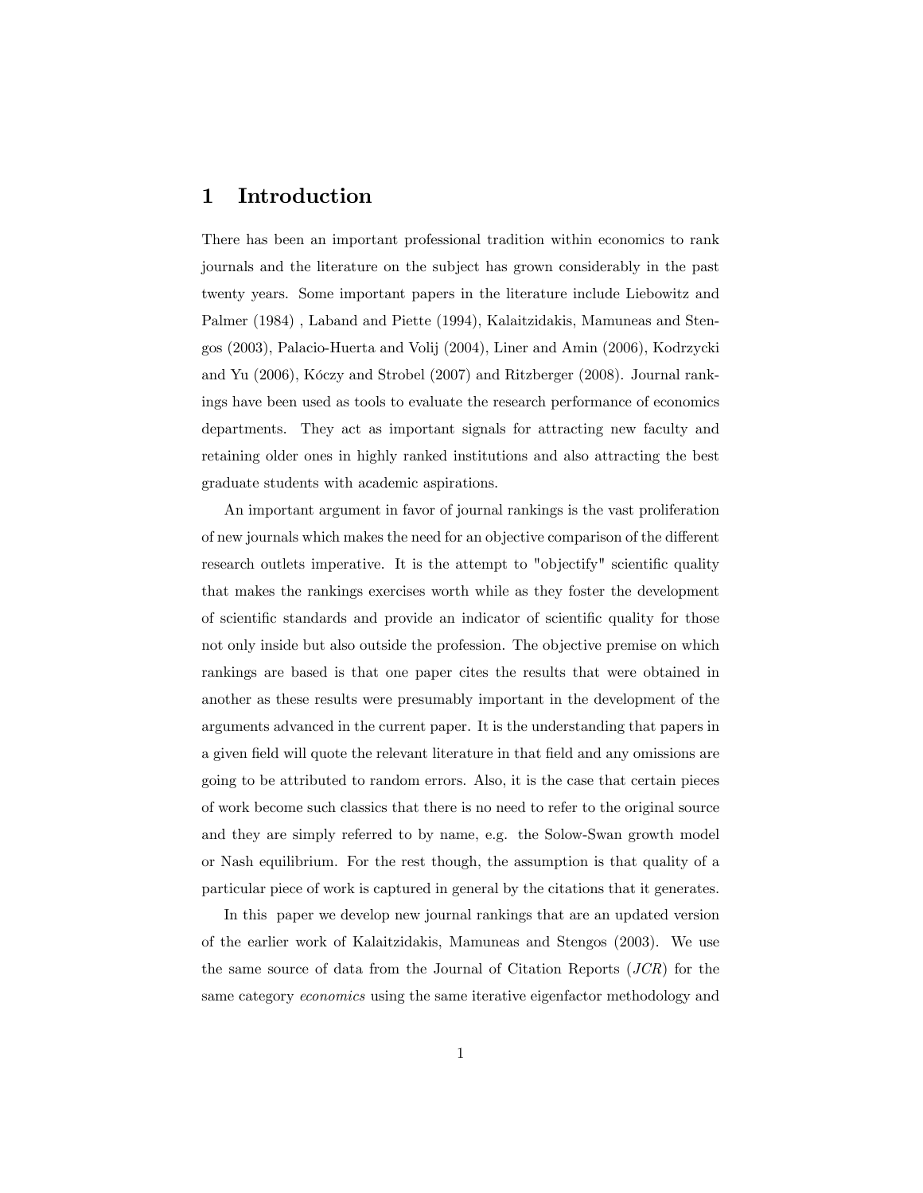# 1 Introduction

There has been an important professional tradition within economics to rank journals and the literature on the subject has grown considerably in the past twenty years. Some important papers in the literature include Liebowitz and Palmer (1984) , Laband and Piette (1994), Kalaitzidakis, Mamuneas and Stengos (2003), Palacio-Huerta and Volij (2004), Liner and Amin (2006), Kodrzycki and Yu (2006), Kóczy and Strobel (2007) and Ritzberger (2008). Journal rankings have been used as tools to evaluate the research performance of economics departments. They act as important signals for attracting new faculty and retaining older ones in highly ranked institutions and also attracting the best graduate students with academic aspirations.

An important argument in favor of journal rankings is the vast proliferation of new journals which makes the need for an objective comparison of the different research outlets imperative. It is the attempt to "objectify" scientific quality that makes the rankings exercises worth while as they foster the development of scientific standards and provide an indicator of scientific quality for those not only inside but also outside the profession. The objective premise on which rankings are based is that one paper cites the results that were obtained in another as these results were presumably important in the development of the arguments advanced in the current paper. It is the understanding that papers in a given field will quote the relevant literature in that field and any omissions are going to be attributed to random errors. Also, it is the case that certain pieces of work become such classics that there is no need to refer to the original source and they are simply referred to by name, e.g. the Solow-Swan growth model or Nash equilibrium. For the rest though, the assumption is that quality of a particular piece of work is captured in general by the citations that it generates.

In this paper we develop new journal rankings that are an updated version of the earlier work of Kalaitzidakis, Mamuneas and Stengos (2003). We use the same source of data from the Journal of Citation Reports (*JCR*) for the same category *economics* using the same iterative eigenfactor methodology and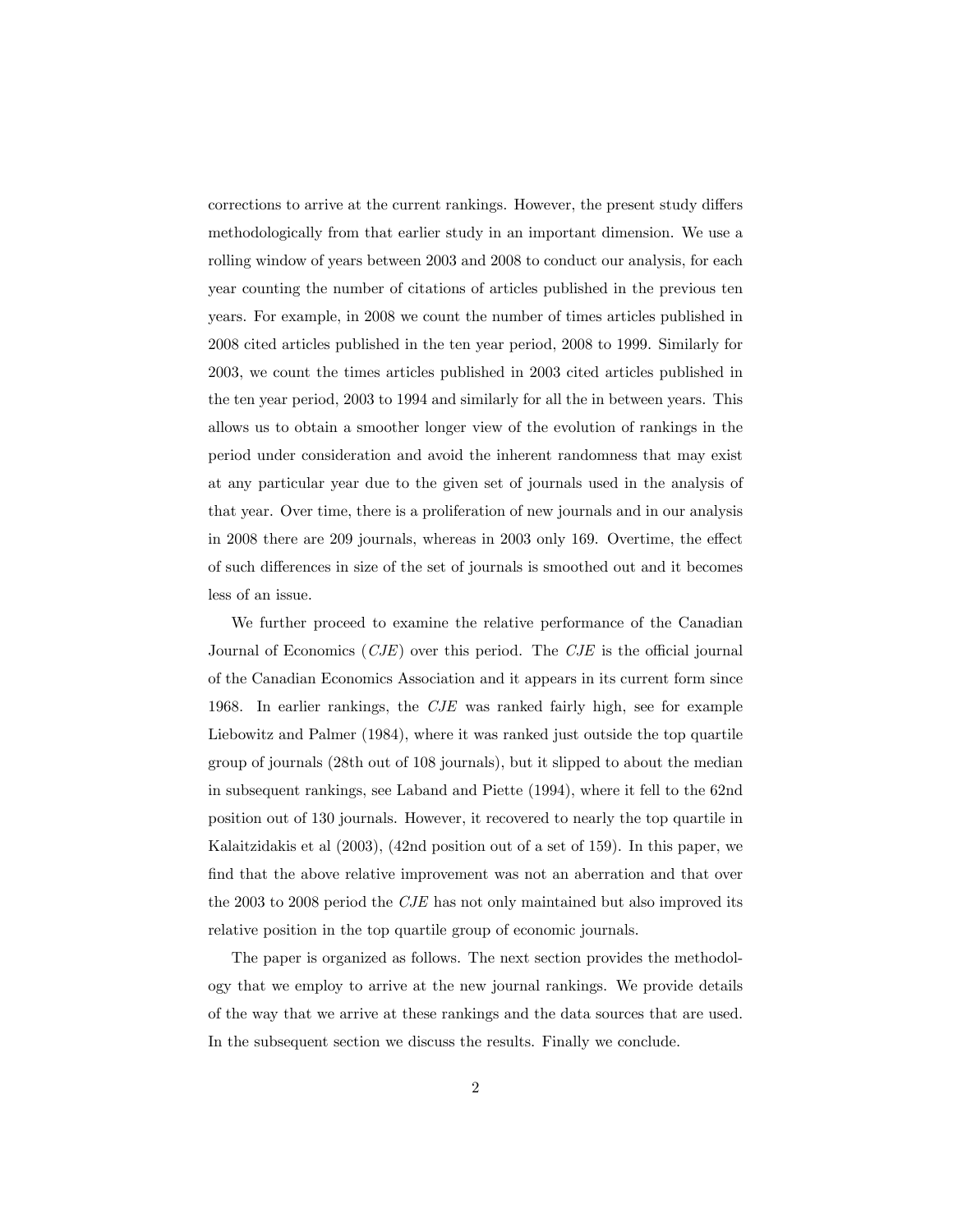corrections to arrive at the current rankings. However, the present study differs methodologically from that earlier study in an important dimension. We use a rolling window of years between 2003 and 2008 to conduct our analysis, for each year counting the number of citations of articles published in the previous ten years. For example, in 2008 we count the number of times articles published in 2008 cited articles published in the ten year period, 2008 to 1999. Similarly for 2003, we count the times articles published in 2003 cited articles published in the ten year period, 2003 to 1994 and similarly for all the in between years. This allows us to obtain a smoother longer view of the evolution of rankings in the period under consideration and avoid the inherent randomness that may exist at any particular year due to the given set of journals used in the analysis of that year. Over time, there is a proliferation of new journals and in our analysis in 2008 there are 209 journals, whereas in 2003 only 169. Overtime, the effect of such differences in size of the set of journals is smoothed out and it becomes less of an issue.

We further proceed to examine the relative performance of the Canadian Journal of Economics (*CJE*) over this period. The *CJE* is the official journal of the Canadian Economics Association and it appears in its current form since 1968. In earlier rankings, the *CJE* was ranked fairly high, see for example Liebowitz and Palmer (1984), where it was ranked just outside the top quartile group of journals (28th out of 108 journals), but it slipped to about the median in subsequent rankings, see Laband and Piette (1994), where it fell to the 62nd position out of 130 journals. However, it recovered to nearly the top quartile in Kalaitzidakis et al (2003), (42nd position out of a set of 159). In this paper, we find that the above relative improvement was not an aberration and that over the 2003 to 2008 period the *CJE* has not only maintained but also improved its relative position in the top quartile group of economic journals.

The paper is organized as follows. The next section provides the methodology that we employ to arrive at the new journal rankings. We provide details of the way that we arrive at these rankings and the data sources that are used. In the subsequent section we discuss the results. Finally we conclude.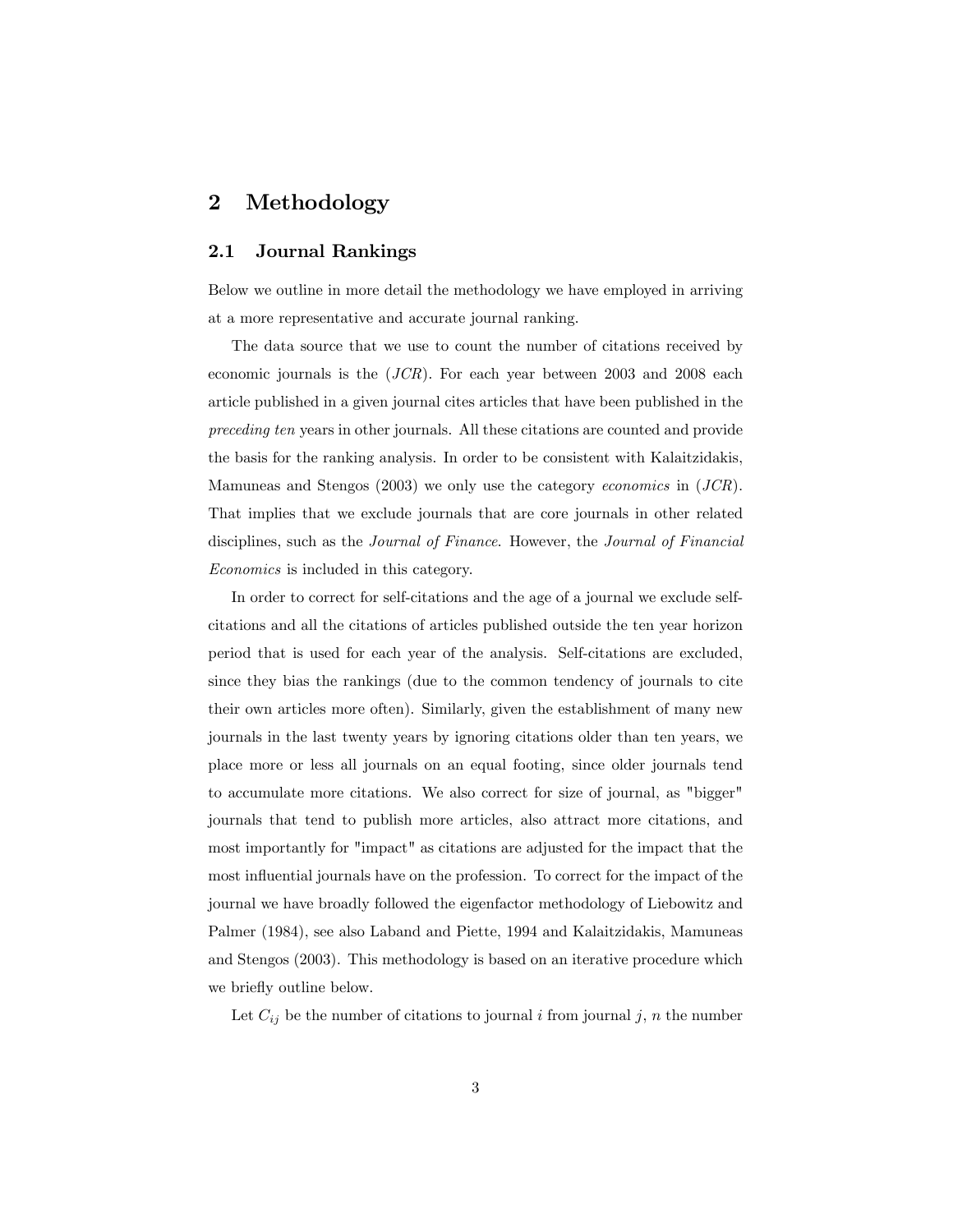## 2 Methodology

### 2.1 Journal Rankings

Below we outline in more detail the methodology we have employed in arriving at a more representative and accurate journal ranking.

The data source that we use to count the number of citations received by economic journals is the (*JCR*). For each year between 2003 and 2008 each article published in a given journal cites articles that have been published in the *preceding ten* years in other journals. All these citations are counted and provide the basis for the ranking analysis. In order to be consistent with Kalaitzidakis, Mamuneas and Stengos (2003) we only use the category *economics* in (*JCR*). That implies that we exclude journals that are core journals in other related disciplines, such as the *Journal of Finance*. However, the *Journal of Financial Economics* is included in this category.

In order to correct for self-citations and the age of a journal we exclude self-citations and all the citations of articles published outside the ten year horizon period that is used for each year of the analysis. Self-citations are excluded, since they bias the rankings (due to the common tendency of journals to cite their own articles more often). Similarly, given the establishment of many new journals in the last twenty years by ignoring citations older than ten years, we place more or less all journals on an equal footing, since older journals tend to accumulate more citations. We also correct for size of journal, as "bigger" journals that tend to publish more articles, also attract more citations, and most importantly for "impact" as citations are adjusted for the impact that the most influential journals have on the profession. To correct for the impact of the journal we have broadly followed the eigenfactor methodology of Liebowitz and Palmer (1984), see also Laband and Piette, 1994 and Kalaitzidakis, Mamuneas and Stengos (2003). This methodology is based on an iterative procedure which we briefly outline below.

Let $C_{ij}$ be the number of citations to journal $i$ from journal $j$, $n$ the number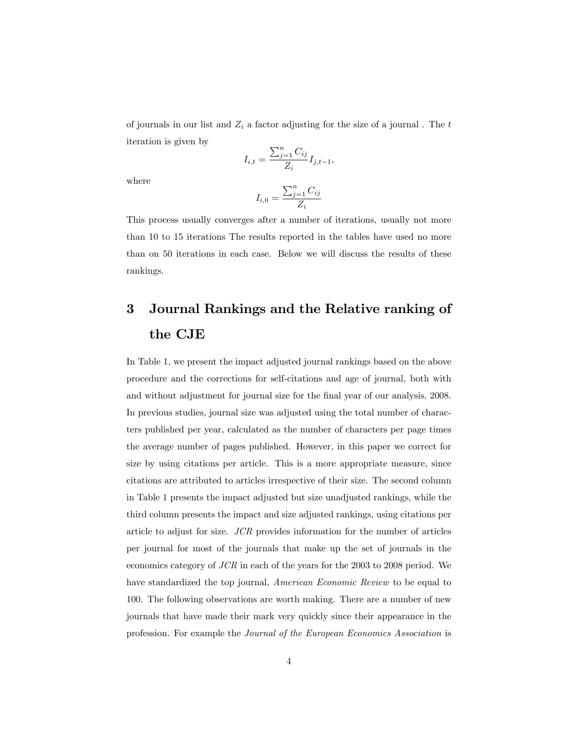of journals in our list and $Z_i$ a factor adjusting for the size of a journal . The $t$ iteration is given by

$$I_{i,t} = \frac{\sum_{j=1}^{n} C_{ij}}{Z_i} I_{j,t-1},$$

where

$$I_{i,0} = \frac{\sum_{j=1}^{n} C_{ij}}{Z_i}$$

This process usually converges after a number of iterations, usually not more than 10 to 15 iterations The results reported in the tables have used no more than on 50 iterations in each case. Below we will discuss the results of these rankings.

# 3 Journal Rankings and the Relative ranking of the CJE

In Table 1, we present the impact adjusted journal rankings based on the above procedure and the corrections for self-citations and age of journal, both with and without adjustment for journal size for the final year of our analysis, 2008. In previous studies, journal size was adjusted using the total number of characters published per year, calculated as the number of characters per page times the average number of pages published. However, in this paper we correct for size by using citations per article. This is a more appropriate measure, since citations are attributed to articles irrespective of their size. The second column in Table 1 presents the impact adjusted but size unadjusted rankings, while the third column presents the impact and size adjusted rankings, using citations per article to adjust for size. *JCR* provides information for the number of articles per journal for most of the journals that make up the set of journals in the economics category of *JCR* in each of the years for the 2003 to 2008 period. We have standardized the top journal, *American Economic Review* to be equal to 100. The following observations are worth making. There are a number of new journals that have made their mark very quickly since their appearance in the profession. For example the *Journal of the European Economics Association* is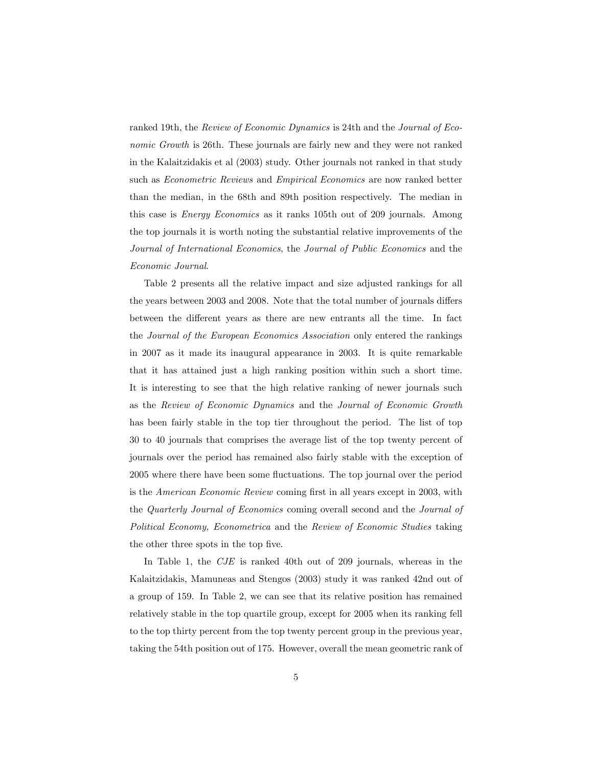ranked 19th, the *Review of Economic Dynamics* is 24th and the *Journal of Economic Growth* is 26th. These journals are fairly new and they were not ranked in the Kalaitzidakis et al (2003) study. Other journals not ranked in that study such as *Econometric Reviews* and *Empirical Economics* are now ranked better than the median, in the 68th and 89th position respectively. The median in this case is *Energy Economics* as it ranks 105th out of 209 journals. Among the top journals it is worth noting the substantial relative improvements of the *Journal of International Economics*, the *Journal of Public Economics* and the *Economic Journal*.

Table 2 presents all the relative impact and size adjusted rankings for all the years between 2003 and 2008. Note that the total number of journals differs between the different years as there are new entrants all the time. In fact the *Journal of the European Economics Association* only entered the rankings in 2007 as it made its inaugural appearance in 2003. It is quite remarkable that it has attained just a high ranking position within such a short time. It is interesting to see that the high relative ranking of newer journals such as the *Review of Economic Dynamics* and the *Journal of Economic Growth* has been fairly stable in the top tier throughout the period. The list of top 30 to 40 journals that comprises the average list of the top twenty percent of journals over the period has remained also fairly stable with the exception of 2005 where there have been some fluctuations. The top journal over the period is the *American Economic Review* coming first in all years except in 2003, with the *Quarterly Journal of Economics* coming overall second and the *Journal of Political Economy, Econometrica* and the *Review of Economic Studies* taking the other three spots in the top five.

In Table 1, the *CJE* is ranked 40th out of 209 journals, whereas in the Kalaitzidakis, Mamuneas and Stengos (2003) study it was ranked 42nd out of a group of 159. In Table 2, we can see that its relative position has remained relatively stable in the top quartile group, except for 2005 when its ranking fell to the top thirty percent from the top twenty percent group in the previous year, taking the 54th position out of 175. However, overall the mean geometric rank of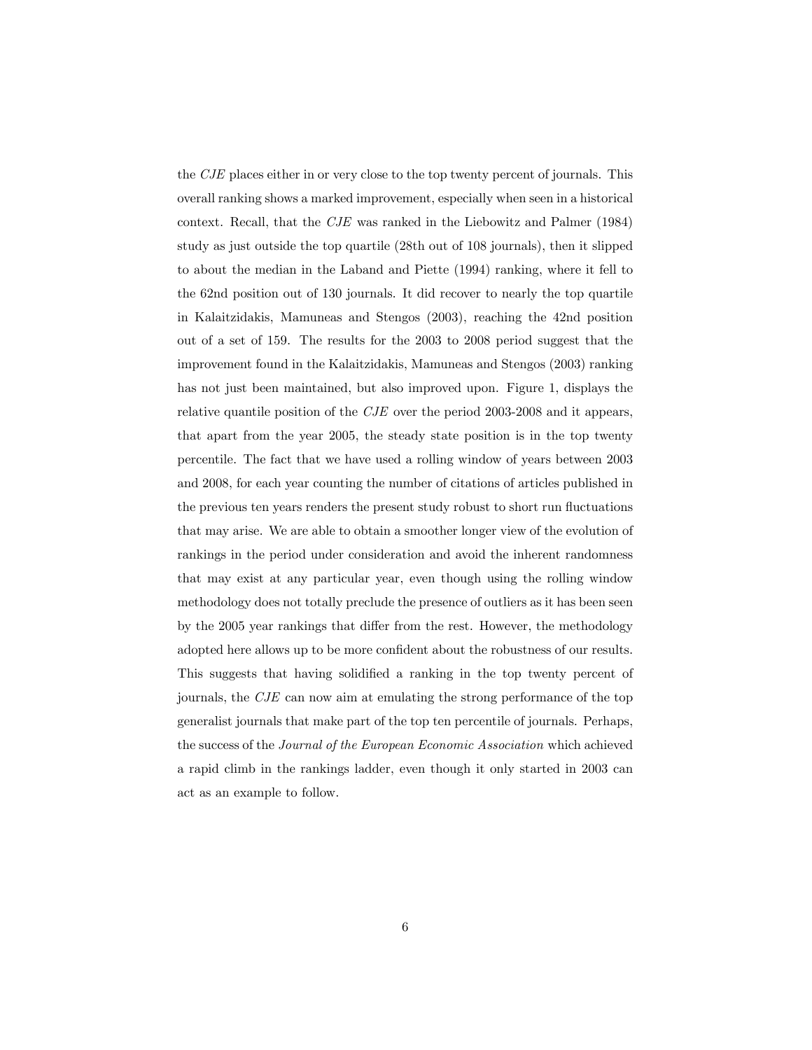the *CJE* places either in or very close to the top twenty percent of journals. This overall ranking shows a marked improvement, especially when seen in a historical context. Recall, that the *CJE* was ranked in the Liebowitz and Palmer (1984) study as just outside the top quartile (28th out of 108 journals), then it slipped to about the median in the Laband and Piette (1994) ranking, where it fell to the 62nd position out of 130 journals. It did recover to nearly the top quartile in Kalaitzidakis, Mamuneas and Stengos (2003), reaching the 42nd position out of a set of 159. The results for the 2003 to 2008 period suggest that the improvement found in the Kalaitzidakis, Mamuneas and Stengos (2003) ranking has not just been maintained, but also improved upon. Figure 1, displays the relative quantile position of the *CJE* over the period 2003-2008 and it appears, that apart from the year 2005, the steady state position is in the top twenty percentile. The fact that we have used a rolling window of years between 2003 and 2008, for each year counting the number of citations of articles published in the previous ten years renders the present study robust to short run fluctuations that may arise. We are able to obtain a smoother longer view of the evolution of rankings in the period under consideration and avoid the inherent randomness that may exist at any particular year, even though using the rolling window methodology does not totally preclude the presence of outliers as it has been seen by the 2005 year rankings that differ from the rest. However, the methodology adopted here allows up to be more confident about the robustness of our results. This suggests that having solidified a ranking in the top twenty percent of journals, the *CJE* can now aim at emulating the strong performance of the top generalist journals that make part of the top ten percentile of journals. Perhaps, the success of the *Journal of the European Economic Association* which achieved a rapid climb in the rankings ladder, even though it only started in 2003 can act as an example to follow.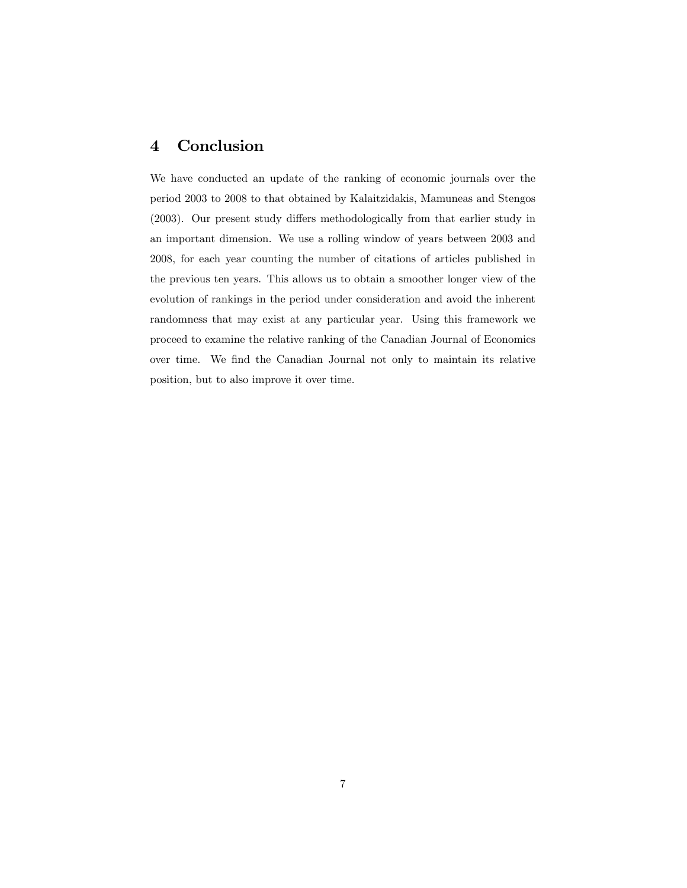## 4 Conclusion

We have conducted an update of the ranking of economic journals over the period 2003 to 2008 to that obtained by Kalaitzidakis, Mamuneas and Stengos (2003). Our present study differs methodologically from that earlier study in an important dimension. We use a rolling window of years between 2003 and 2008, for each year counting the number of citations of articles published in the previous ten years. This allows us to obtain a smoother longer view of the evolution of rankings in the period under consideration and avoid the inherent randomness that may exist at any particular year. Using this framework we proceed to examine the relative ranking of the Canadian Journal of Economics over time. We find the Canadian Journal not only to maintain its relative position, but to also improve it over time.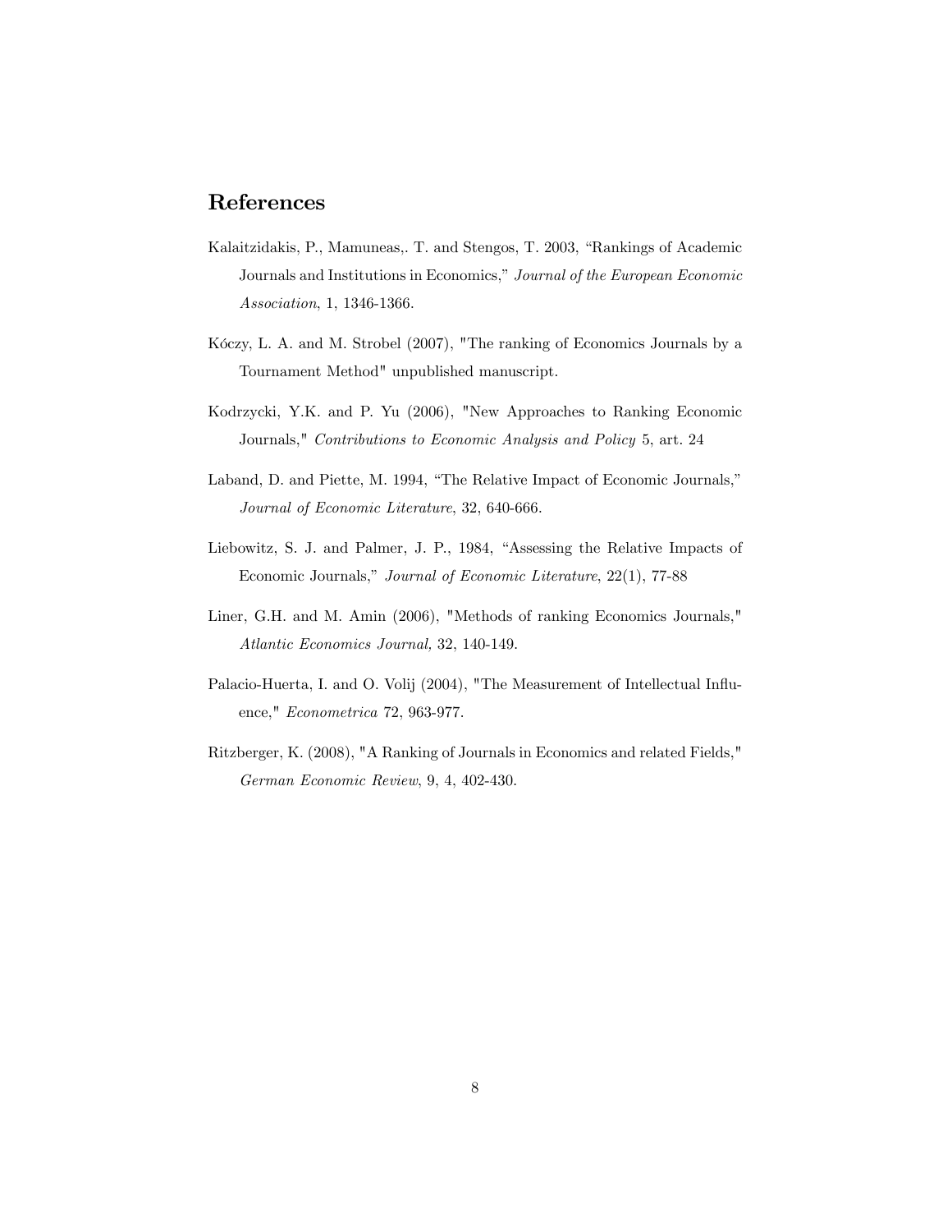## References

Kalaitzidakis, P., Mamuneas,. T. and Stengos, T. 2003, "Rankings of Academic Journals and Institutions in Economics," *Journal of the European Economic Association*, 1, 1346-1366.

Kóczy, L. A. and M. Strobel (2007), "The ranking of Economics Journals by a Tournament Method" unpublished manuscript.

Kodrzycki, Y.K. and P. Yu (2006), "New Approaches to Ranking Economic Journals," *Contributions to Economic Analysis and Policy* 5, art. 24

Laband, D. and Piette, M. 1994, "The Relative Impact of Economic Journals," *Journal of Economic Literature*, 32, 640-666.

Liebowitz, S. J. and Palmer, J. P., 1984, "Assessing the Relative Impacts of Economic Journals," *Journal of Economic Literature*, 22(1), 77-88

Liner, G.H. and M. Amin (2006), "Methods of ranking Economics Journals," *Atlantic Economics Journal,* 32, 140-149.

Palacio-Huerta, I. and O. Volij (2004), "The Measurement of Intellectual Influence," *Econometrica* 72, 963-977.

Ritzberger, K. (2008), "A Ranking of Journals in Economics and related Fields," *German Economic Review*, 9, 4, 402-430.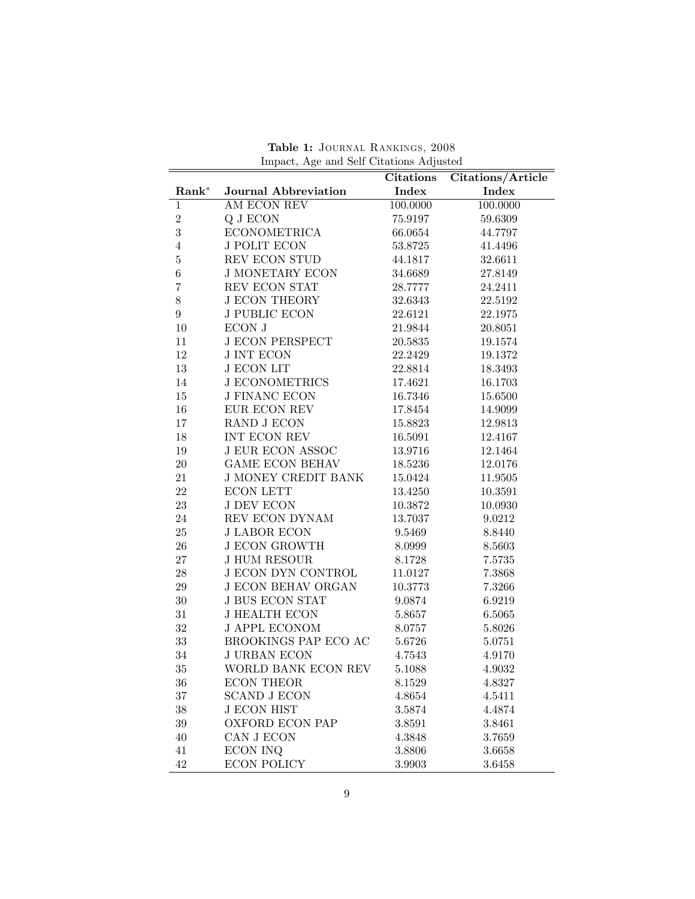**Table 1:** Journal Rankings, 2008

Impact, Age and Self Citations Adjusted

| Rank* | Journal Abbreviation | Citations Index | Citations/Article Index |
|---|---|---|---|
| 1 | AM ECON REV | 100.0000 | 100.0000 |
| 2 | Q J ECON | 75.9197 | 59.6309 |
| 3 | ECONOMETRICA | 66.0654 | 44.7797 |
| 4 | J POLIT ECON | 53.8725 | 41.4496 |
| 5 | REV ECON STUD | 44.1817 | 32.6611 |
| 6 | J MONETARY ECON | 34.6689 | 27.8149 |
| 7 | REV ECON STAT | 28.7777 | 24.2411 |
| 8 | J ECON THEORY | 32.6343 | 22.5192 |
| 9 | J PUBLIC ECON | 22.6121 | 22.1975 |
| 10 | ECON J | 21.9844 | 20.8051 |
| 11 | J ECON PERSPECT | 20.5835 | 19.1574 |
| 12 | J INT ECON | 22.2429 | 19.1372 |
| 13 | J ECON LIT | 22.8814 | 18.3493 |
| 14 | J ECONOMETRICS | 17.4621 | 16.1703 |
| 15 | J FINANC ECON | 16.7346 | 15.6500 |
| 16 | EUR ECON REV | 17.8454 | 14.9099 |
| 17 | RAND J ECON | 15.8823 | 12.9813 |
| 18 | INT ECON REV | 16.5091 | 12.4167 |
| 19 | J EUR ECON ASSOC | 13.9716 | 12.1464 |
| 20 | GAME ECON BEHAV | 18.5236 | 12.0176 |
| 21 | J MONEY CREDIT BANK | 15.0424 | 11.9505 |
| 22 | ECON LETT | 13.4250 | 10.3591 |
| 23 | J DEV ECON | 10.3872 | 10.0930 |
| 24 | REV ECON DYNAM | 13.7037 | 9.0212 |
| 25 | J LABOR ECON | 9.5469 | 8.8440 |
| 26 | J ECON GROWTH | 8.0999 | 8.5603 |
| 27 | J HUM RESOUR | 8.1728 | 7.5735 |
| 28 | J ECON DYN CONTROL | 11.0127 | 7.3868 |
| 29 | J ECON BEHAV ORGAN | 10.3773 | 7.3266 |
| 30 | J BUS ECON STAT | 9.0874 | 6.9219 |
| 31 | J HEALTH ECON | 5.8657 | 6.5065 |
| 32 | J APPL ECONOM | 8.0757 | 5.8026 |
| 33 | BROOKINGS PAP ECO AC | 5.6726 | 5.0751 |
| 34 | J URBAN ECON | 4.7543 | 4.9170 |
| 35 | WORLD BANK ECON REV | 5.1088 | 4.9032 |
| 36 | ECON THEOR | 8.1529 | 4.8327 |
| 37 | SCAND J ECON | 4.8654 | 4.5411 |
| 38 | J ECON HIST | 3.5874 | 4.4874 |
| 39 | OXFORD ECON PAP | 3.8591 | 3.8461 |
| 40 | CAN J ECON | 4.3848 | 3.7659 |
| 41 | ECON INQ | 3.8806 | 3.6658 |
| 42 | ECON POLICY | 3.9903 | 3.6458 |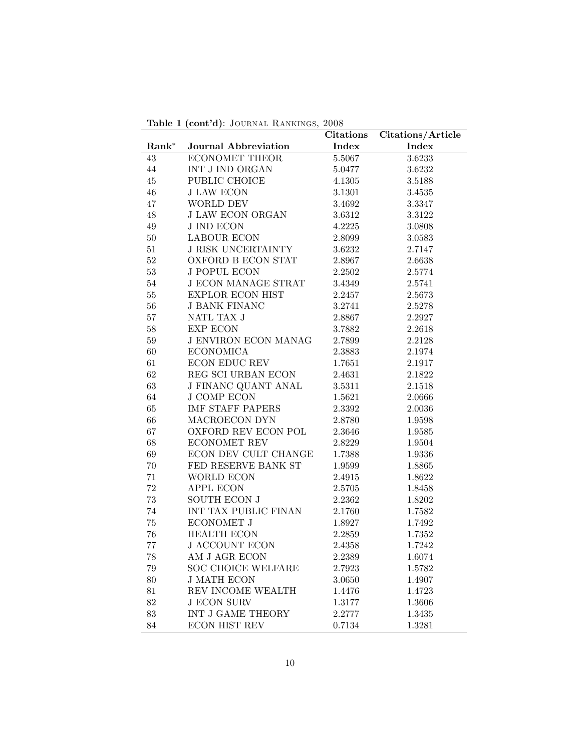**Table 1 (cont'd)**: Journal Rankings, 2008

| Rank* | Journal Abbreviation | Citations Index | Citations/Article Index |
|---|---|---|---|
| 43 | ECONOMET THEOR | 5.5067 | 3.6233 |
| 44 | INT J IND ORGAN | 5.0477 | 3.6232 |
| 45 | PUBLIC CHOICE | 4.1305 | 3.5188 |
| 46 | J LAW ECON | 3.1301 | 3.4535 |
| 47 | WORLD DEV | 3.4692 | 3.3347 |
| 48 | J LAW ECON ORGAN | 3.6312 | 3.3122 |
| 49 | J IND ECON | 4.2225 | 3.0808 |
| 50 | LABOUR ECON | 2.8099 | 3.0583 |
| 51 | J RISK UNCERTAINTY | 3.6232 | 2.7147 |
| 52 | OXFORD B ECON STAT | 2.8967 | 2.6638 |
| 53 | J POPUL ECON | 2.2502 | 2.5774 |
| 54 | J ECON MANAGE STRAT | 3.4349 | 2.5741 |
| 55 | EXPLOR ECON HIST | 2.2457 | 2.5673 |
| 56 | J BANK FINANC | 3.2741 | 2.5278 |
| 57 | NATL TAX J | 2.8867 | 2.2927 |
| 58 | EXP ECON | 3.7882 | 2.2618 |
| 59 | J ENVIRON ECON MANAG | 2.7899 | 2.2128 |
| 60 | ECONOMICA | 2.3883 | 2.1974 |
| 61 | ECON EDUC REV | 1.7651 | 2.1917 |
| 62 | REG SCI URBAN ECON | 2.4631 | 2.1822 |
| 63 | J FINANC QUANT ANAL | 3.5311 | 2.1518 |
| 64 | J COMP ECON | 1.5621 | 2.0666 |
| 65 | IMF STAFF PAPERS | 2.3392 | 2.0036 |
| 66 | MACROECON DYN | 2.8780 | 1.9598 |
| 67 | OXFORD REV ECON POL | 2.3646 | 1.9585 |
| 68 | ECONOMET REV | 2.8229 | 1.9504 |
| 69 | ECON DEV CULT CHANGE | 1.7388 | 1.9336 |
| 70 | FED RESERVE BANK ST | 1.9599 | 1.8865 |
| 71 | WORLD ECON | 2.4915 | 1.8622 |
| 72 | APPL ECON | 2.5705 | 1.8458 |
| 73 | SOUTH ECON J | 2.2362 | 1.8202 |
| 74 | INT TAX PUBLIC FINAN | 2.1760 | 1.7582 |
| 75 | ECONOMET J | 1.8927 | 1.7492 |
| 76 | HEALTH ECON | 2.2859 | 1.7352 |
| 77 | J ACCOUNT ECON | 2.4358 | 1.7242 |
| 78 | AM J AGR ECON | 2.2389 | 1.6074 |
| 79 | SOC CHOICE WELFARE | 2.7923 | 1.5782 |
| 80 | J MATH ECON | 3.0650 | 1.4907 |
| 81 | REV INCOME WEALTH | 1.4476 | 1.4723 |
| 82 | J ECON SURV | 1.3177 | 1.3606 |
| 83 | INT J GAME THEORY | 2.2777 | 1.3435 |
| 84 | ECON HIST REV | 0.7134 | 1.3281 |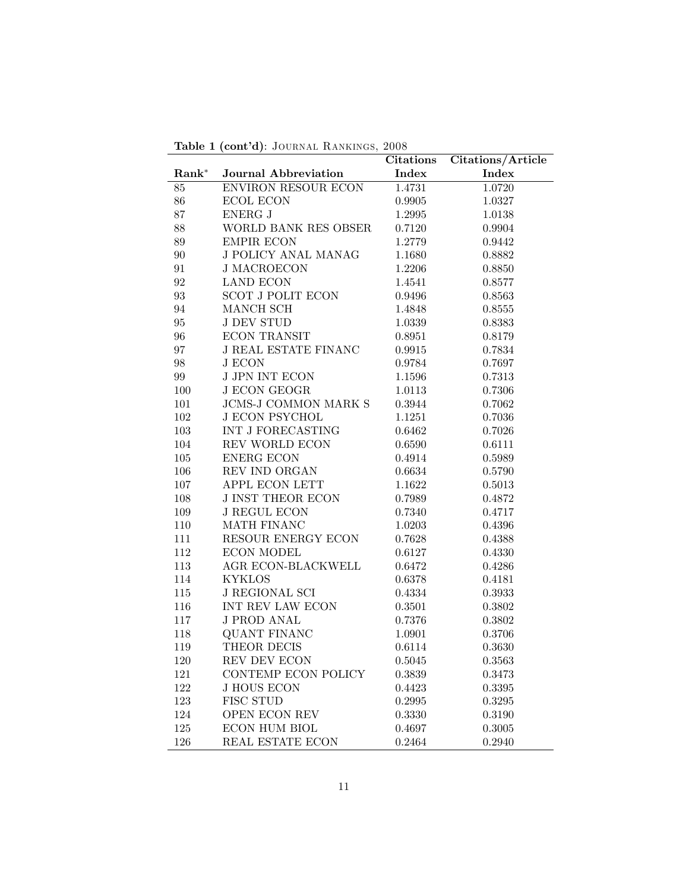**Table 1 (cont'd)**: Journal Rankings, 2008

| Rank* | Journal Abbreviation | Citations Index | Citations/Article Index |
|---|---|---|---|
| 85 | ENVIRON RESOUR ECON | 1.4731 | 1.0720 |
| 86 | ECOL ECON | 0.9905 | 1.0327 |
| 87 | ENERG J | 1.2995 | 1.0138 |
| 88 | WORLD BANK RES OBSER | 0.7120 | 0.9904 |
| 89 | EMPIR ECON | 1.2779 | 0.9442 |
| 90 | J POLICY ANAL MANAG | 1.1680 | 0.8882 |
| 91 | J MACROECON | 1.2206 | 0.8850 |
| 92 | LAND ECON | 1.4541 | 0.8577 |
| 93 | SCOT J POLIT ECON | 0.9496 | 0.8563 |
| 94 | MANCH SCH | 1.4848 | 0.8555 |
| 95 | J DEV STUD | 1.0339 | 0.8383 |
| 96 | ECON TRANSIT | 0.8951 | 0.8179 |
| 97 | J REAL ESTATE FINANC | 0.9915 | 0.7834 |
| 98 | J ECON | 0.9784 | 0.7697 |
| 99 | J JPN INT ECON | 1.1596 | 0.7313 |
| 100 | J ECON GEOGR | 1.0113 | 0.7306 |
| 101 | JCMS-J COMMON MARK S | 0.3944 | 0.7062 |
| 102 | J ECON PSYCHOL | 1.1251 | 0.7036 |
| 103 | INT J FORECASTING | 0.6462 | 0.7026 |
| 104 | REV WORLD ECON | 0.6590 | 0.6111 |
| 105 | ENERG ECON | 0.4914 | 0.5989 |
| 106 | REV IND ORGAN | 0.6634 | 0.5790 |
| 107 | APPL ECON LETT | 1.1622 | 0.5013 |
| 108 | J INST THEOR ECON | 0.7989 | 0.4872 |
| 109 | J REGUL ECON | 0.7340 | 0.4717 |
| 110 | MATH FINANC | 1.0203 | 0.4396 |
| 111 | RESOUR ENERGY ECON | 0.7628 | 0.4388 |
| 112 | ECON MODEL | 0.6127 | 0.4330 |
| 113 | AGR ECON-BLACKWELL | 0.6472 | 0.4286 |
| 114 | KYKLOS | 0.6378 | 0.4181 |
| 115 | J REGIONAL SCI | 0.4334 | 0.3933 |
| 116 | INT REV LAW ECON | 0.3501 | 0.3802 |
| 117 | J PROD ANAL | 0.7376 | 0.3802 |
| 118 | QUANT FINANC | 1.0901 | 0.3706 |
| 119 | THEOR DECIS | 0.6114 | 0.3630 |
| 120 | REV DEV ECON | 0.5045 | 0.3563 |
| 121 | CONTEMP ECON POLICY | 0.3839 | 0.3473 |
| 122 | J HOUS ECON | 0.4423 | 0.3395 |
| 123 | FISC STUD | 0.2995 | 0.3295 |
| 124 | OPEN ECON REV | 0.3330 | 0.3190 |
| 125 | ECON HUM BIOL | 0.4697 | 0.3005 |
| 126 | REAL ESTATE ECON | 0.2464 | 0.2940 |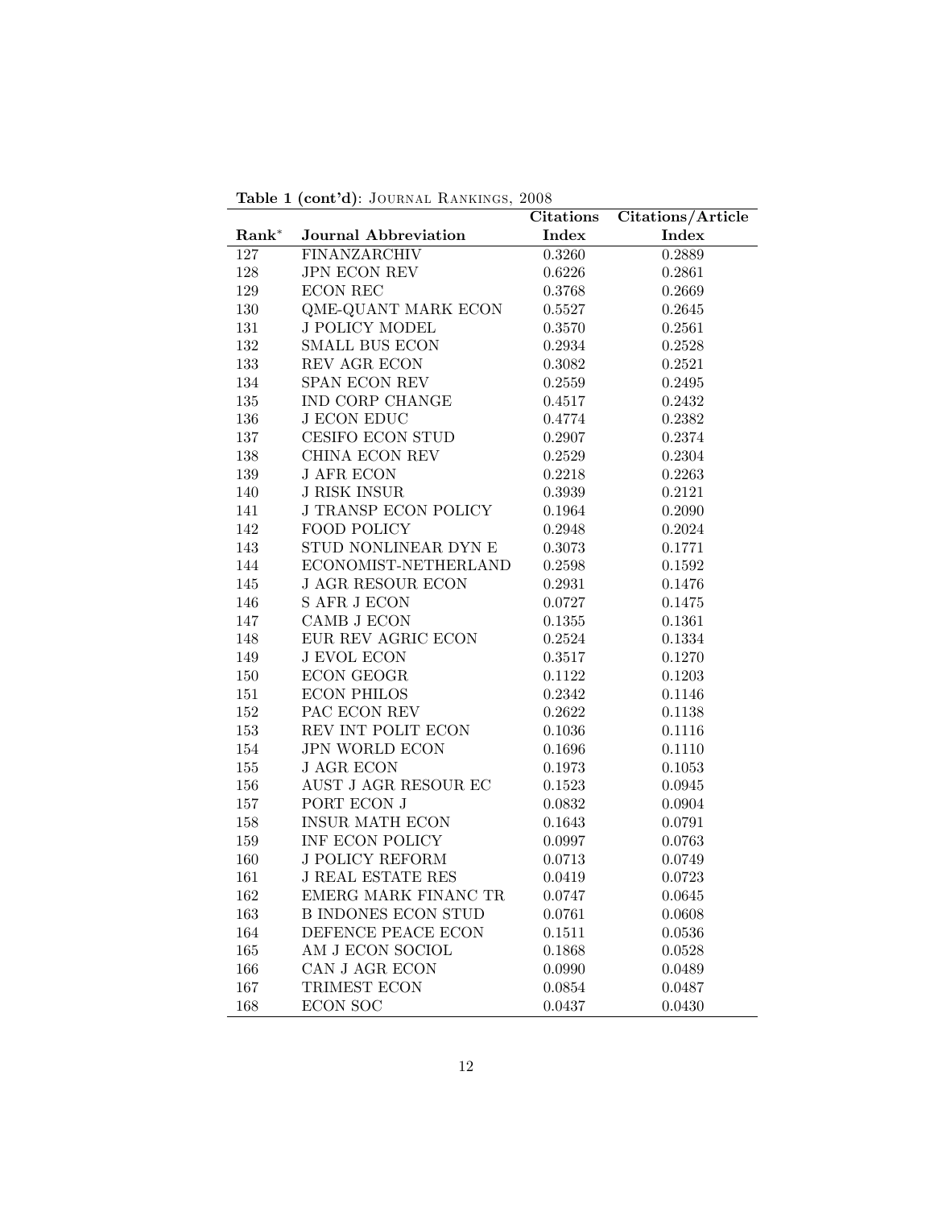**Table 1 (cont'd)**: Journal Rankings, 2008

| Rank* | Journal Abbreviation | Citations Index | Citations/Article Index |
|---|---|---|---|
| 127 | FINANZARCHIV | 0.3260 | 0.2889 |
| 128 | JPN ECON REV | 0.6226 | 0.2861 |
| 129 | ECON REC | 0.3768 | 0.2669 |
| 130 | QME-QUANT MARK ECON | 0.5527 | 0.2645 |
| 131 | J POLICY MODEL | 0.3570 | 0.2561 |
| 132 | SMALL BUS ECON | 0.2934 | 0.2528 |
| 133 | REV AGR ECON | 0.3082 | 0.2521 |
| 134 | SPAN ECON REV | 0.2559 | 0.2495 |
| 135 | IND CORP CHANGE | 0.4517 | 0.2432 |
| 136 | J ECON EDUC | 0.4774 | 0.2382 |
| 137 | CESIFO ECON STUD | 0.2907 | 0.2374 |
| 138 | CHINA ECON REV | 0.2529 | 0.2304 |
| 139 | J AFR ECON | 0.2218 | 0.2263 |
| 140 | J RISK INSUR | 0.3939 | 0.2121 |
| 141 | J TRANSP ECON POLICY | 0.1964 | 0.2090 |
| 142 | FOOD POLICY | 0.2948 | 0.2024 |
| 143 | STUD NONLINEAR DYN E | 0.3073 | 0.1771 |
| 144 | ECONOMIST-NETHERLAND | 0.2598 | 0.1592 |
| 145 | J AGR RESOUR ECON | 0.2931 | 0.1476 |
| 146 | S AFR J ECON | 0.0727 | 0.1475 |
| 147 | CAMB J ECON | 0.1355 | 0.1361 |
| 148 | EUR REV AGRIC ECON | 0.2524 | 0.1334 |
| 149 | J EVOL ECON | 0.3517 | 0.1270 |
| 150 | ECON GEOGR | 0.1122 | 0.1203 |
| 151 | ECON PHILOS | 0.2342 | 0.1146 |
| 152 | PAC ECON REV | 0.2622 | 0.1138 |
| 153 | REV INT POLIT ECON | 0.1036 | 0.1116 |
| 154 | JPN WORLD ECON | 0.1696 | 0.1110 |
| 155 | J AGR ECON | 0.1973 | 0.1053 |
| 156 | AUST J AGR RESOUR EC | 0.1523 | 0.0945 |
| 157 | PORT ECON J | 0.0832 | 0.0904 |
| 158 | INSUR MATH ECON | 0.1643 | 0.0791 |
| 159 | INF ECON POLICY | 0.0997 | 0.0763 |
| 160 | J POLICY REFORM | 0.0713 | 0.0749 |
| 161 | J REAL ESTATE RES | 0.0419 | 0.0723 |
| 162 | EMERG MARK FINANC TR | 0.0747 | 0.0645 |
| 163 | B INDONES ECON STUD | 0.0761 | 0.0608 |
| 164 | DEFENCE PEACE ECON | 0.1511 | 0.0536 |
| 165 | AM J ECON SOCIOL | 0.1868 | 0.0528 |
| 166 | CAN J AGR ECON | 0.0990 | 0.0489 |
| 167 | TRIMEST ECON | 0.0854 | 0.0487 |
| 168 | ECON SOC | 0.0437 | 0.0430 |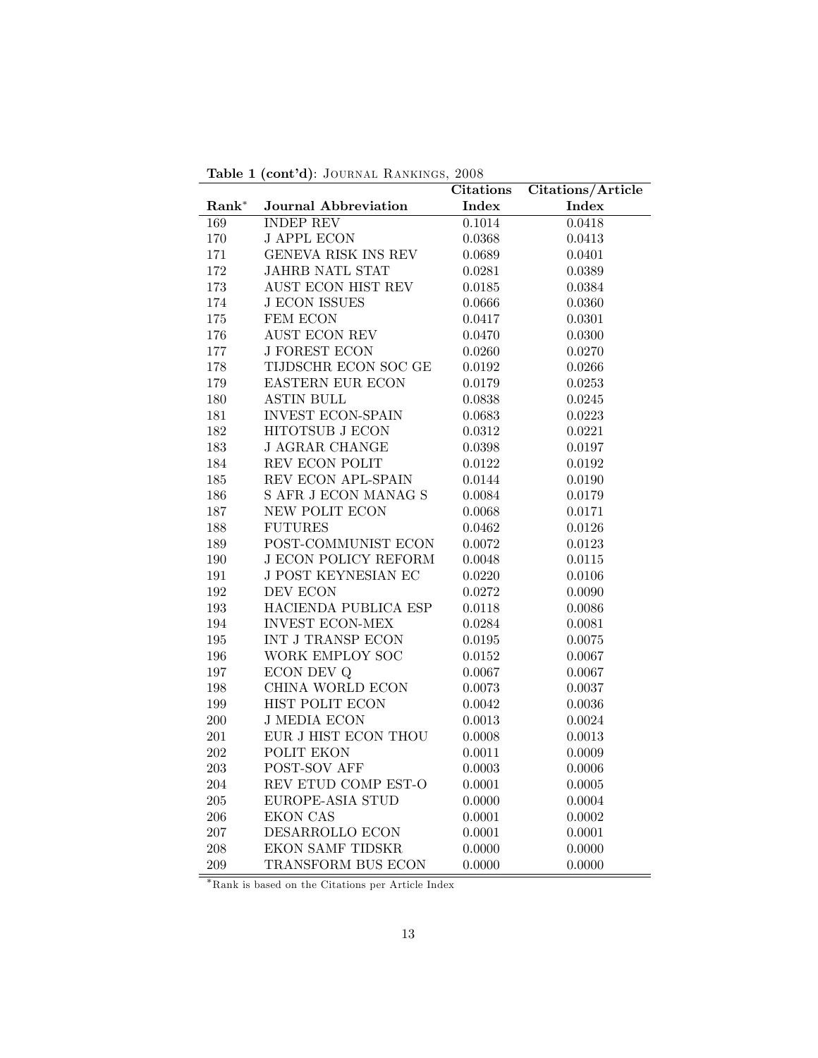**Table 1 (cont'd)**: Journal Rankings, 2008

| Rank* | Journal Abbreviation | Citations Index | Citations/Article Index |
|---|---|---|---|
| 169 | INDEP REV | 0.1014 | 0.0418 |
| 170 | J APPL ECON | 0.0368 | 0.0413 |
| 171 | GENEVA RISK INS REV | 0.0689 | 0.0401 |
| 172 | JAHRB NATL STAT | 0.0281 | 0.0389 |
| 173 | AUST ECON HIST REV | 0.0185 | 0.0384 |
| 174 | J ECON ISSUES | 0.0666 | 0.0360 |
| 175 | FEM ECON | 0.0417 | 0.0301 |
| 176 | AUST ECON REV | 0.0470 | 0.0300 |
| 177 | J FOREST ECON | 0.0260 | 0.0270 |
| 178 | TIJDSCHR ECON SOC GE | 0.0192 | 0.0266 |
| 179 | EASTERN EUR ECON | 0.0179 | 0.0253 |
| 180 | ASTIN BULL | 0.0838 | 0.0245 |
| 181 | INVEST ECON-SPAIN | 0.0683 | 0.0223 |
| 182 | HITOTSUB J ECON | 0.0312 | 0.0221 |
| 183 | J AGRAR CHANGE | 0.0398 | 0.0197 |
| 184 | REV ECON POLIT | 0.0122 | 0.0192 |
| 185 | REV ECON APL-SPAIN | 0.0144 | 0.0190 |
| 186 | S AFR J ECON MANAG S | 0.0084 | 0.0179 |
| 187 | NEW POLIT ECON | 0.0068 | 0.0171 |
| 188 | FUTURES | 0.0462 | 0.0126 |
| 189 | POST-COMMUNIST ECON | 0.0072 | 0.0123 |
| 190 | J ECON POLICY REFORM | 0.0048 | 0.0115 |
| 191 | J POST KEYNESIAN EC | 0.0220 | 0.0106 |
| 192 | DEV ECON | 0.0272 | 0.0090 |
| 193 | HACIENDA PUBLICA ESP | 0.0118 | 0.0086 |
| 194 | INVEST ECON-MEX | 0.0284 | 0.0081 |
| 195 | INT J TRANSP ECON | 0.0195 | 0.0075 |
| 196 | WORK EMPLOY SOC | 0.0152 | 0.0067 |
| 197 | ECON DEV Q | 0.0067 | 0.0067 |
| 198 | CHINA WORLD ECON | 0.0073 | 0.0037 |
| 199 | HIST POLIT ECON | 0.0042 | 0.0036 |
| 200 | J MEDIA ECON | 0.0013 | 0.0024 |
| 201 | EUR J HIST ECON THOU | 0.0008 | 0.0013 |
| 202 | POLIT EKON | 0.0011 | 0.0009 |
| 203 | POST-SOV AFF | 0.0003 | 0.0006 |
| 204 | REV ETUD COMP EST-O | 0.0001 | 0.0005 |
| 205 | EUROPE-ASIA STUD | 0.0000 | 0.0004 |
| 206 | EKON CAS | 0.0001 | 0.0002 |
| 207 | DESARROLLO ECON | 0.0001 | 0.0001 |
| 208 | EKON SAMF TIDSKR | 0.0000 | 0.0000 |
| 209 | TRANSFORM BUS ECON | 0.0000 | 0.0000 |

*Rank is based on the Citations per Article Index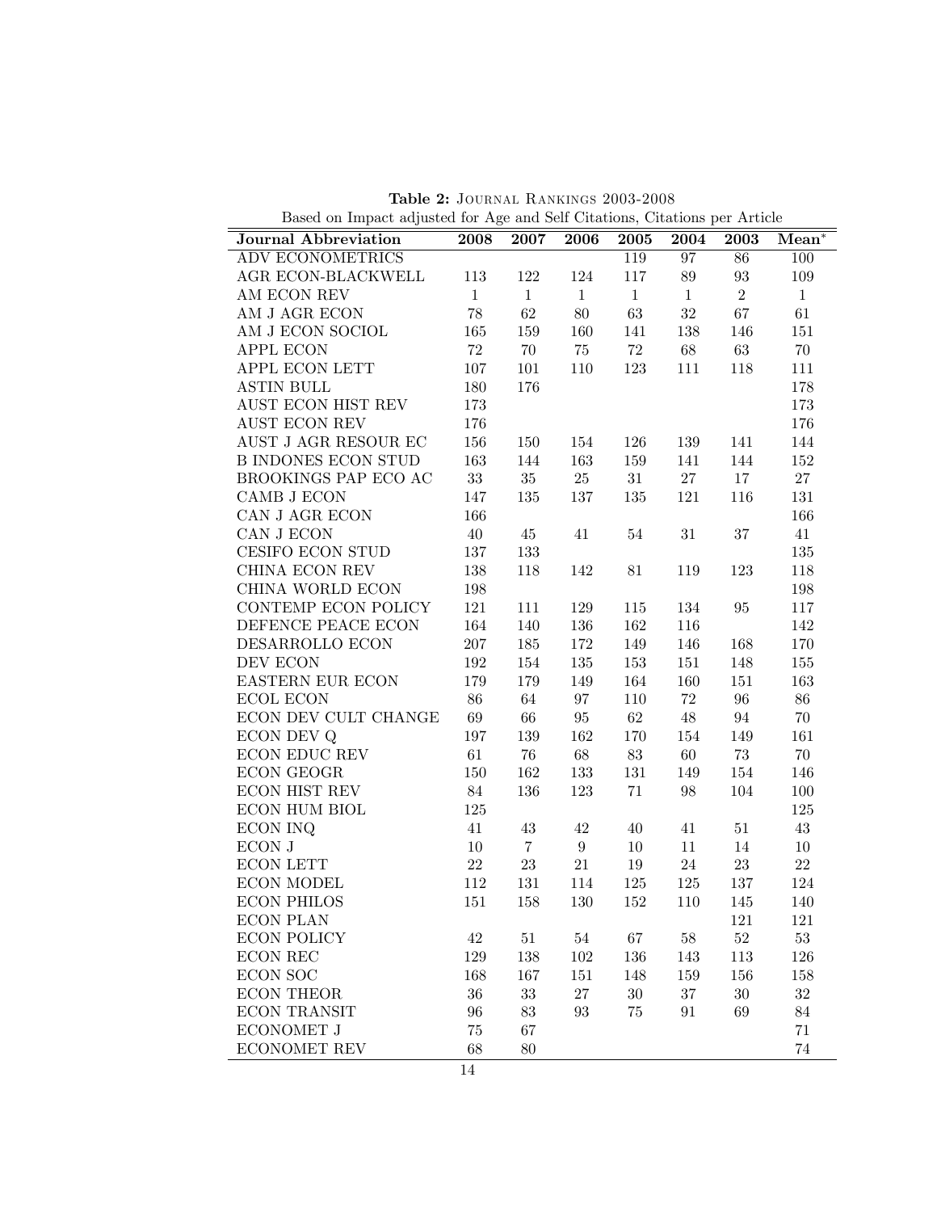**Table 2:** Journal Rankings 2003-2008

Based on Impact adjusted for Age and Self Citations, Citations per Article

| Journal Abbreviation | 2008 | 2007 | 2006 | 2005 | 2004 | 2003 | Mean* |
|---|---|---|---|---|---|---|---|
| ADV ECONOMETRICS | | | | 119 | 97 | 86 | 100 |
| AGR ECON-BLACKWELL | 113 | 122 | 124 | 117 | 89 | 93 | 109 |
| AM ECON REV | 1 | 1 | 1 | 1 | 1 | 2 | 1 |
| AM J AGR ECON | 78 | 62 | 80 | 63 | 32 | 67 | 61 |
| AM J ECON SOCIOL | 165 | 159 | 160 | 141 | 138 | 146 | 151 |
| APPL ECON | 72 | 70 | 75 | 72 | 68 | 63 | 70 |
| APPL ECON LETT | 107 | 101 | 110 | 123 | 111 | 118 | 111 |
| ASTIN BULL | 180 | 176 | | | | | 178 |
| AUST ECON HIST REV | 173 | | | | | | 173 |
| AUST ECON REV | 176 | | | | | | 176 |
| AUST J AGR RESOUR EC | 156 | 150 | 154 | 126 | 139 | 141 | 144 |
| B INDONES ECON STUD | 163 | 144 | 163 | 159 | 141 | 144 | 152 |
| BROOKINGS PAP ECO AC | 33 | 35 | 25 | 31 | 27 | 17 | 27 |
| CAMB J ECON | 147 | 135 | 137 | 135 | 121 | 116 | 131 |
| CAN J AGR ECON | 166 | | | | | | 166 |
| CAN J ECON | 40 | 45 | 41 | 54 | 31 | 37 | 41 |
| CESIFO ECON STUD | 137 | 133 | | | | | 135 |
| CHINA ECON REV | 138 | 118 | 142 | 81 | 119 | 123 | 118 |
| CHINA WORLD ECON | 198 | | | | | | 198 |
| CONTEMP ECON POLICY | 121 | 111 | 129 | 115 | 134 | 95 | 117 |
| DEFENCE PEACE ECON | 164 | 140 | 136 | 162 | 116 | | 142 |
| DESARROLLO ECON | 207 | 185 | 172 | 149 | 146 | 168 | 170 |
| DEV ECON | 192 | 154 | 135 | 153 | 151 | 148 | 155 |
| EASTERN EUR ECON | 179 | 179 | 149 | 164 | 160 | 151 | 163 |
| ECOL ECON | 86 | 64 | 97 | 110 | 72 | 96 | 86 |
| ECON DEV CULT CHANGE | 69 | 66 | 95 | 62 | 48 | 94 | 70 |
| ECON DEV Q | 197 | 139 | 162 | 170 | 154 | 149 | 161 |
| ECON EDUC REV | 61 | 76 | 68 | 83 | 60 | 73 | 70 |
| ECON GEOGR | 150 | 162 | 133 | 131 | 149 | 154 | 146 |
| ECON HIST REV | 84 | 136 | 123 | 71 | 98 | 104 | 100 |
| ECON HUM BIOL | 125 | | | | | | 125 |
| ECON INQ | 41 | 43 | 42 | 40 | 41 | 51 | 43 |
| ECON J | 10 | 7 | 9 | 10 | 11 | 14 | 10 |
| ECON LETT | 22 | 23 | 21 | 19 | 24 | 23 | 22 |
| ECON MODEL | 112 | 131 | 114 | 125 | 125 | 137 | 124 |
| ECON PHILOS | 151 | 158 | 130 | 152 | 110 | 145 | 140 |
| ECON PLAN | | | | | | 121 | 121 |
| ECON POLICY | 42 | 51 | 54 | 67 | 58 | 52 | 53 |
| ECON REC | 129 | 138 | 102 | 136 | 143 | 113 | 126 |
| ECON SOC | 168 | 167 | 151 | 148 | 159 | 156 | 158 |
| ECON THEOR | 36 | 33 | 27 | 30 | 37 | 30 | 32 |
| ECON TRANSIT | 96 | 83 | 93 | 75 | 91 | 69 | 84 |
| ECONOMET J | 75 | 67 | | | | | 71 |
| ECONOMET REV | 68 | 80 | | | | | 74 |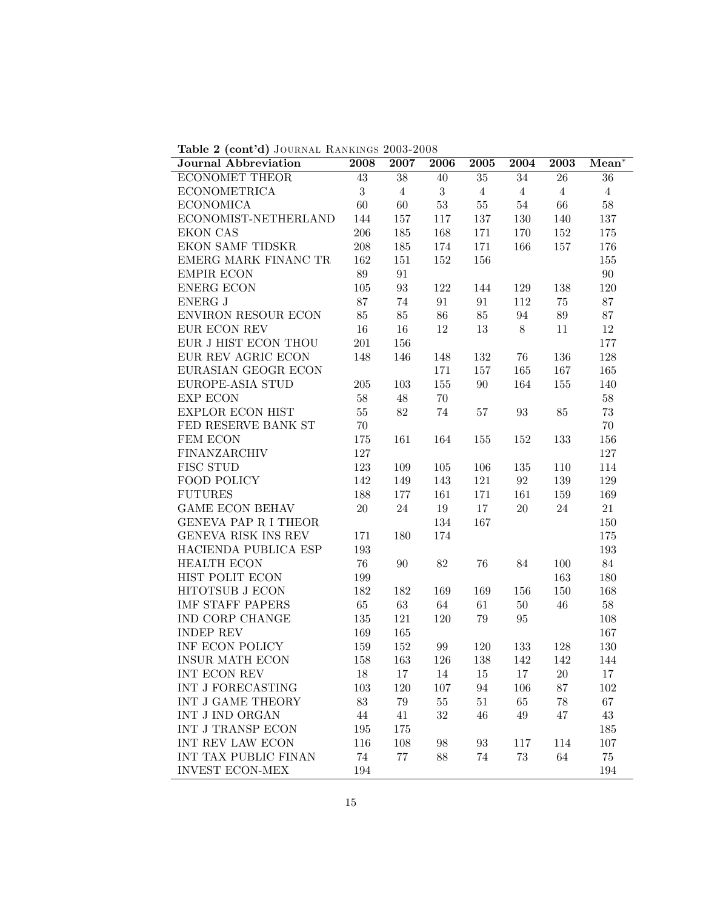**Table 2 (cont'd)** Journal Rankings 2003-2008

| Journal Abbreviation | 2008 | 2007 | 2006 | 2005 | 2004 | 2003 | Mean* |
|---|---|---|---|---|---|---|---|
| ECONOMET THEOR | 43 | 38 | 40 | 35 | 34 | 26 | 36 |
| ECONOMETRICA | 3 | 4 | 3 | 4 | 4 | 4 | 4 |
| ECONOMICA | 60 | 60 | 53 | 55 | 54 | 66 | 58 |
| ECONOMIST-NETHERLAND | 144 | 157 | 117 | 137 | 130 | 140 | 137 |
| EKON CAS | 206 | 185 | 168 | 171 | 170 | 152 | 175 |
| EKON SAMF TIDSKR | 208 | 185 | 174 | 171 | 166 | 157 | 176 |
| EMERG MARK FINANC TR | 162 | 151 | 152 | 156 | | | 155 |
| EMPIR ECON | 89 | 91 | | | | | 90 |
| ENERG ECON | 105 | 93 | 122 | 144 | 129 | 138 | 120 |
| ENERG J | 87 | 74 | 91 | 91 | 112 | 75 | 87 |
| ENVIRON RESOUR ECON | 85 | 85 | 86 | 85 | 94 | 89 | 87 |
| EUR ECON REV | 16 | 16 | 12 | 13 | 8 | 11 | 12 |
| EUR J HIST ECON THOU | 201 | 156 | | | | | 177 |
| EUR REV AGRIC ECON | 148 | 146 | 148 | 132 | 76 | 136 | 128 |
| EURASIAN GEOGR ECON | | | 171 | 157 | 165 | 167 | 165 |
| EUROPE-ASIA STUD | 205 | 103 | 155 | 90 | 164 | 155 | 140 |
| EXP ECON | 58 | 48 | 70 | | | | 58 |
| EXPLOR ECON HIST | 55 | 82 | 74 | 57 | 93 | 85 | 73 |
| FED RESERVE BANK ST | 70 | | | | | | 70 |
| FEM ECON | 175 | 161 | 164 | 155 | 152 | 133 | 156 |
| FINANZARCHIV | 127 | | | | | | 127 |
| FISC STUD | 123 | 109 | 105 | 106 | 135 | 110 | 114 |
| FOOD POLICY | 142 | 149 | 143 | 121 | 92 | 139 | 129 |
| FUTURES | 188 | 177 | 161 | 171 | 161 | 159 | 169 |
| GAME ECON BEHAV | 20 | 24 | 19 | 17 | 20 | 24 | 21 |
| GENEVA PAP R I THEOR | | | 134 | 167 | | | 150 |
| GENEVA RISK INS REV | 171 | 180 | 174 | | | | 175 |
| HACIENDA PUBLICA ESP | 193 | | | | | | 193 |
| HEALTH ECON | 76 | 90 | 82 | 76 | 84 | 100 | 84 |
| HIST POLIT ECON | 199 | | | | | 163 | 180 |
| HITOTSUB J ECON | 182 | 182 | 169 | 169 | 156 | 150 | 168 |
| IMF STAFF PAPERS | 65 | 63 | 64 | 61 | 50 | 46 | 58 |
| IND CORP CHANGE | 135 | 121 | 120 | 79 | 95 | | 108 |
| INDEP REV | 169 | 165 | | | | | 167 |
| INF ECON POLICY | 159 | 152 | 99 | 120 | 133 | 128 | 130 |
| INSUR MATH ECON | 158 | 163 | 126 | 138 | 142 | 142 | 144 |
| INT ECON REV | 18 | 17 | 14 | 15 | 17 | 20 | 17 |
| INT J FORECASTING | 103 | 120 | 107 | 94 | 106 | 87 | 102 |
| INT J GAME THEORY | 83 | 79 | 55 | 51 | 65 | 78 | 67 |
| INT J IND ORGAN | 44 | 41 | 32 | 46 | 49 | 47 | 43 |
| INT J TRANSP ECON | 195 | 175 | | | | | 185 |
| INT REV LAW ECON | 116 | 108 | 98 | 93 | 117 | 114 | 107 |
| INT TAX PUBLIC FINAN | 74 | 77 | 88 | 74 | 73 | 64 | 75 |
| INVEST ECON-MEX | 194 | | | | | | 194 |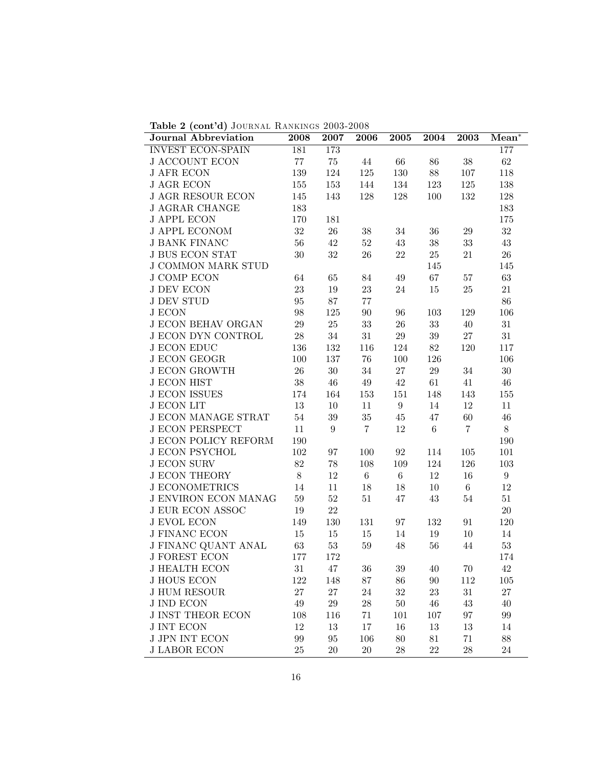**Table 2 (cont'd)** Journal Rankings 2003-2008

| Journal Abbreviation | 2008 | 2007 | 2006 | 2005 | 2004 | 2003 | Mean* |
|---|---|---|---|---|---|---|---|
| INVEST ECON-SPAIN | 181 | 173 | | | | | 177 |
| J ACCOUNT ECON | 77 | 75 | 44 | 66 | 86 | 38 | 62 |
| J AFR ECON | 139 | 124 | 125 | 130 | 88 | 107 | 118 |
| J AGR ECON | 155 | 153 | 144 | 134 | 123 | 125 | 138 |
| J AGR RESOUR ECON | 145 | 143 | 128 | 128 | 100 | 132 | 128 |
| J AGRAR CHANGE | 183 | | | | | | 183 |
| J APPL ECON | 170 | 181 | | | | | 175 |
| J APPL ECONOM | 32 | 26 | 38 | 34 | 36 | 29 | 32 |
| J BANK FINANC | 56 | 42 | 52 | 43 | 38 | 33 | 43 |
| J BUS ECON STAT | 30 | 32 | 26 | 22 | 25 | 21 | 26 |
| J COMMON MARK STUD | | | | | 145 | | 145 |
| J COMP ECON | 64 | 65 | 84 | 49 | 67 | 57 | 63 |
| J DEV ECON | 23 | 19 | 23 | 24 | 15 | 25 | 21 |
| J DEV STUD | 95 | 87 | 77 | | | | 86 |
| J ECON | 98 | 125 | 90 | 96 | 103 | 129 | 106 |
| J ECON BEHAV ORGAN | 29 | 25 | 33 | 26 | 33 | 40 | 31 |
| J ECON DYN CONTROL | 28 | 34 | 31 | 29 | 39 | 27 | 31 |
| J ECON EDUC | 136 | 132 | 116 | 124 | 82 | 120 | 117 |
| J ECON GEOGR | 100 | 137 | 76 | 100 | 126 | | 106 |
| J ECON GROWTH | 26 | 30 | 34 | 27 | 29 | 34 | 30 |
| J ECON HIST | 38 | 46 | 49 | 42 | 61 | 41 | 46 |
| J ECON ISSUES | 174 | 164 | 153 | 151 | 148 | 143 | 155 |
| J ECON LIT | 13 | 10 | 11 | 9 | 14 | 12 | 11 |
| J ECON MANAGE STRAT | 54 | 39 | 35 | 45 | 47 | 60 | 46 |
| J ECON PERSPECT | 11 | 9 | 7 | 12 | 6 | 7 | 8 |
| J ECON POLICY REFORM | 190 | | | | | | 190 |
| J ECON PSYCHOL | 102 | 97 | 100 | 92 | 114 | 105 | 101 |
| J ECON SURV | 82 | 78 | 108 | 109 | 124 | 126 | 103 |
| J ECON THEORY | 8 | 12 | 6 | 6 | 12 | 16 | 9 |
| J ECONOMETRICS | 14 | 11 | 18 | 18 | 10 | 6 | 12 |
| J ENVIRON ECON MANAG | 59 | 52 | 51 | 47 | 43 | 54 | 51 |
| J EUR ECON ASSOC | 19 | 22 | | | | | 20 |
| J EVOL ECON | 149 | 130 | 131 | 97 | 132 | 91 | 120 |
| J FINANC ECON | 15 | 15 | 15 | 14 | 19 | 10 | 14 |
| J FINANC QUANT ANAL | 63 | 53 | 59 | 48 | 56 | 44 | 53 |
| J FOREST ECON | 177 | 172 | | | | | 174 |
| J HEALTH ECON | 31 | 47 | 36 | 39 | 40 | 70 | 42 |
| J HOUS ECON | 122 | 148 | 87 | 86 | 90 | 112 | 105 |
| J HUM RESOUR | 27 | 27 | 24 | 32 | 23 | 31 | 27 |
| J IND ECON | 49 | 29 | 28 | 50 | 46 | 43 | 40 |
| J INST THEOR ECON | 108 | 116 | 71 | 101 | 107 | 97 | 99 |
| J INT ECON | 12 | 13 | 17 | 16 | 13 | 13 | 14 |
| J JPN INT ECON | 99 | 95 | 106 | 80 | 81 | 71 | 88 |
| J LABOR ECON | 25 | 20 | 20 | 28 | 22 | 28 | 24 |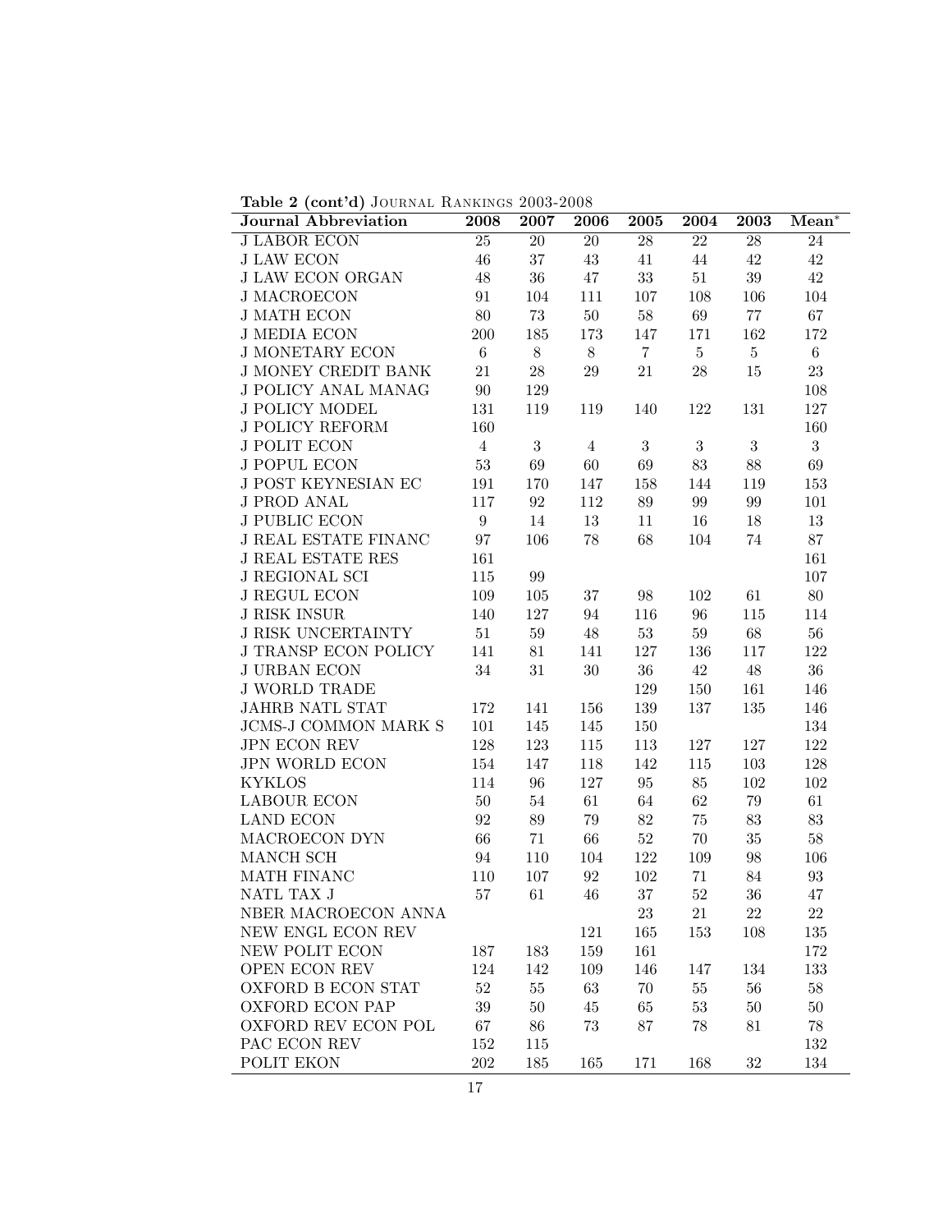**Table 2 (cont'd)** Journal Rankings 2003-2008

| Journal Abbreviation | 2008 | 2007 | 2006 | 2005 | 2004 | 2003 | Mean* |
|---|---|---|---|---|---|---|---|
| J LABOR ECON | 25 | 20 | 20 | 28 | 22 | 28 | 24 |
| J LAW ECON | 46 | 37 | 43 | 41 | 44 | 42 | 42 |
| J LAW ECON ORGAN | 48 | 36 | 47 | 33 | 51 | 39 | 42 |
| J MACROECON | 91 | 104 | 111 | 107 | 108 | 106 | 104 |
| J MATH ECON | 80 | 73 | 50 | 58 | 69 | 77 | 67 |
| J MEDIA ECON | 200 | 185 | 173 | 147 | 171 | 162 | 172 |
| J MONETARY ECON | 6 | 8 | 8 | 7 | 5 | 5 | 6 |
| J MONEY CREDIT BANK | 21 | 28 | 29 | 21 | 28 | 15 | 23 |
| J POLICY ANAL MANAG | 90 | 129 | | | | | 108 |
| J POLICY MODEL | 131 | 119 | 119 | 140 | 122 | 131 | 127 |
| J POLICY REFORM | 160 | | | | | | 160 |
| J POLIT ECON | 4 | 3 | 4 | 3 | 3 | 3 | 3 |
| J POPUL ECON | 53 | 69 | 60 | 69 | 83 | 88 | 69 |
| J POST KEYNESIAN EC | 191 | 170 | 147 | 158 | 144 | 119 | 153 |
| J PROD ANAL | 117 | 92 | 112 | 89 | 99 | 99 | 101 |
| J PUBLIC ECON | 9 | 14 | 13 | 11 | 16 | 18 | 13 |
| J REAL ESTATE FINANC | 97 | 106 | 78 | 68 | 104 | 74 | 87 |
| J REAL ESTATE RES | 161 | | | | | | 161 |
| J REGIONAL SCI | 115 | 99 | | | | | 107 |
| J REGUL ECON | 109 | 105 | 37 | 98 | 102 | 61 | 80 |
| J RISK INSUR | 140 | 127 | 94 | 116 | 96 | 115 | 114 |
| J RISK UNCERTAINTY | 51 | 59 | 48 | 53 | 59 | 68 | 56 |
| J TRANSP ECON POLICY | 141 | 81 | 141 | 127 | 136 | 117 | 122 |
| J URBAN ECON | 34 | 31 | 30 | 36 | 42 | 48 | 36 |
| J WORLD TRADE | | | | 129 | 150 | 161 | 146 |
| JAHRB NATL STAT | 172 | 141 | 156 | 139 | 137 | 135 | 146 |
| JCMS-J COMMON MARK S | 101 | 145 | 145 | 150 | | | 134 |
| JPN ECON REV | 128 | 123 | 115 | 113 | 127 | 127 | 122 |
| JPN WORLD ECON | 154 | 147 | 118 | 142 | 115 | 103 | 128 |
| KYKLOS | 114 | 96 | 127 | 95 | 85 | 102 | 102 |
| LABOUR ECON | 50 | 54 | 61 | 64 | 62 | 79 | 61 |
| LAND ECON | 92 | 89 | 79 | 82 | 75 | 83 | 83 |
| MACROECON DYN | 66 | 71 | 66 | 52 | 70 | 35 | 58 |
| MANCH SCH | 94 | 110 | 104 | 122 | 109 | 98 | 106 |
| MATH FINANC | 110 | 107 | 92 | 102 | 71 | 84 | 93 |
| NATL TAX J | 57 | 61 | 46 | 37 | 52 | 36 | 47 |
| NBER MACROECON ANNA | | | | 23 | 21 | 22 | 22 |
| NEW ENGL ECON REV | | | 121 | 165 | 153 | 108 | 135 |
| NEW POLIT ECON | 187 | 183 | 159 | 161 | | | 172 |
| OPEN ECON REV | 124 | 142 | 109 | 146 | 147 | 134 | 133 |
| OXFORD B ECON STAT | 52 | 55 | 63 | 70 | 55 | 56 | 58 |
| OXFORD ECON PAP | 39 | 50 | 45 | 65 | 53 | 50 | 50 |
| OXFORD REV ECON POL | 67 | 86 | 73 | 87 | 78 | 81 | 78 |
| PAC ECON REV | 152 | 115 | | | | | 132 |
| POLIT EKON | 202 | 185 | 165 | 171 | 168 | 32 | 134 |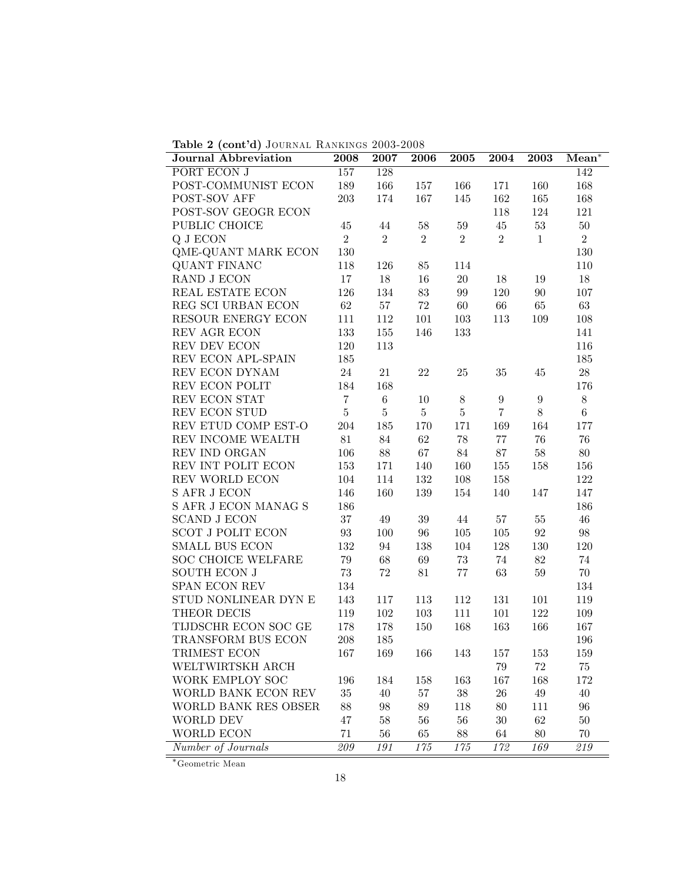**Table 2 (cont'd)** JOURNAL RANKINGS 2003-2008

| Journal Abbreviation | 2008 | 2007 | 2006 | 2005 | 2004 | 2003 | Mean* |
|---|---|---|---|---|---|---|---|
| PORT ECON J | 157 | 128 | | | | | 142 |
| POST-COMMUNIST ECON | 189 | 166 | 157 | 166 | 171 | 160 | 168 |
| POST-SOV AFF | 203 | 174 | 167 | 145 | 162 | 165 | 168 |
| POST-SOV GEOGR ECON | | | | | 118 | 124 | 121 |
| PUBLIC CHOICE | 45 | 44 | 58 | 59 | 45 | 53 | 50 |
| Q J ECON | 2 | 2 | 2 | 2 | 2 | 1 | 2 |
| QME-QUANT MARK ECON | 130 | | | | | | 130 |
| QUANT FINANC | 118 | 126 | 85 | 114 | | | 110 |
| RAND J ECON | 17 | 18 | 16 | 20 | 18 | 19 | 18 |
| REAL ESTATE ECON | 126 | 134 | 83 | 99 | 120 | 90 | 107 |
| REG SCI URBAN ECON | 62 | 57 | 72 | 60 | 66 | 65 | 63 |
| RESOUR ENERGY ECON | 111 | 112 | 101 | 103 | 113 | 109 | 108 |
| REV AGR ECON | 133 | 155 | 146 | 133 | | | 141 |
| REV DEV ECON | 120 | 113 | | | | | 116 |
| REV ECON APL-SPAIN | 185 | | | | | | 185 |
| REV ECON DYNAM | 24 | 21 | 22 | 25 | 35 | 45 | 28 |
| REV ECON POLIT | 184 | 168 | | | | | 176 |
| REV ECON STAT | 7 | 6 | 10 | 8 | 9 | 9 | 8 |
| REV ECON STUD | 5 | 5 | 5 | 5 | 7 | 8 | 6 |
| REV ETUD COMP EST-O | 204 | 185 | 170 | 171 | 169 | 164 | 177 |
| REV INCOME WEALTH | 81 | 84 | 62 | 78 | 77 | 76 | 76 |
| REV IND ORGAN | 106 | 88 | 67 | 84 | 87 | 58 | 80 |
| REV INT POLIT ECON | 153 | 171 | 140 | 160 | 155 | 158 | 156 |
| REV WORLD ECON | 104 | 114 | 132 | 108 | 158 | | 122 |
| S AFR J ECON | 146 | 160 | 139 | 154 | 140 | 147 | 147 |
| S AFR J ECON MANAG S | 186 | | | | | | 186 |
| SCAND J ECON | 37 | 49 | 39 | 44 | 57 | 55 | 46 |
| SCOT J POLIT ECON | 93 | 100 | 96 | 105 | 105 | 92 | 98 |
| SMALL BUS ECON | 132 | 94 | 138 | 104 | 128 | 130 | 120 |
| SOC CHOICE WELFARE | 79 | 68 | 69 | 73 | 74 | 82 | 74 |
| SOUTH ECON J | 73 | 72 | 81 | 77 | 63 | 59 | 70 |
| SPAN ECON REV | 134 | | | | | | 134 |
| STUD NONLINEAR DYN E | 143 | 117 | 113 | 112 | 131 | 101 | 119 |
| THEOR DECIS | 119 | 102 | 103 | 111 | 101 | 122 | 109 |
| TIJDSCHR ECON SOC GE | 178 | 178 | 150 | 168 | 163 | 166 | 167 |
| TRANSFORM BUS ECON | 208 | 185 | | | | | 196 |
| TRIMEST ECON | 167 | 169 | 166 | 143 | 157 | 153 | 159 |
| WELTWIRTSKH ARCH | | | | | 79 | 72 | 75 |
| WORK EMPLOY SOC | 196 | 184 | 158 | 163 | 167 | 168 | 172 |
| WORLD BANK ECON REV | 35 | 40 | 57 | 38 | 26 | 49 | 40 |
| WORLD BANK RES OBSER | 88 | 98 | 89 | 118 | 80 | 111 | 96 |
| WORLD DEV | 47 | 58 | 56 | 56 | 30 | 62 | 50 |
| WORLD ECON | 71 | 56 | 65 | 88 | 64 | 80 | 70 |
| *Number of Journals* | *209* | *191* | *175* | *175* | *172* | *169* | *219* |

*Geometric Mean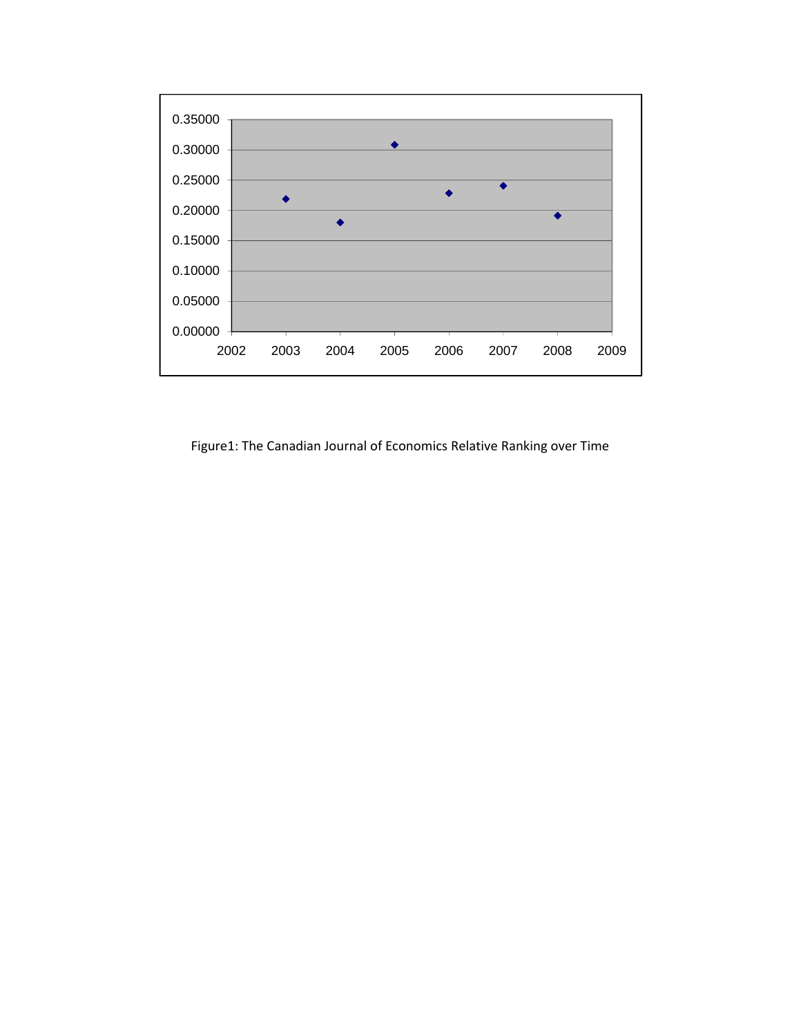0.35000
0.30000
0.25000
0.20000
0.15000
0.10000
0.05000
0.00000

2002 2003 2004 2005 2006 2007 2008 2009

Figure1: The Canadian Journal of Economics Relative Ranking over Time